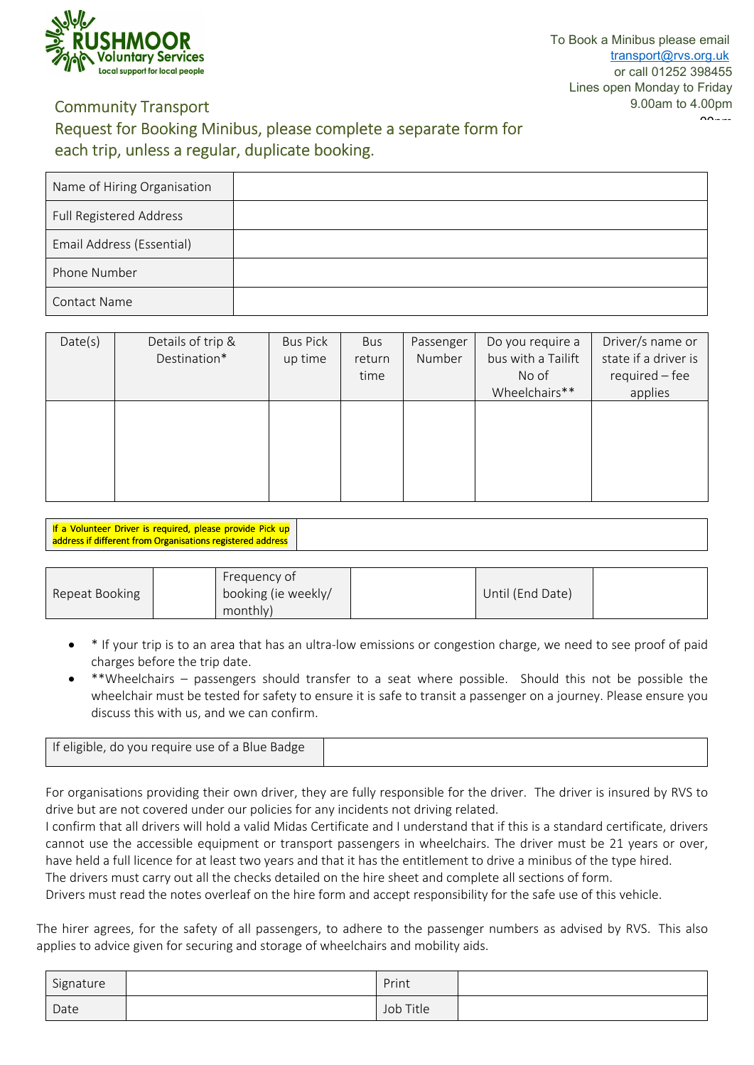RUSHMOOR Voluntary Services
Local support for local people

To Book a Minibus please email
transport@rvs.org.uk
or call 01252 398455
Lines open Monday to Friday
9.00am to 4.00pm

## Community Transport

## Request for Booking Minibus, please complete a separate form for each trip, unless a regular, duplicate booking.

| Name of Hiring Organisation | |
|---|---|
| Full Registered Address | |
| Email Address (Essential) | |
| Phone Number | |
| Contact Name | |

| Date(s) | Details of trip & Destination* | Bus Pick up time | Bus return time | Passenger Number | Do you require a bus with a Tailift No of Wheelchairs** | Driver/s name or state if a driver is required – fee applies |
|---|---|---|---|---|---|---|
| | | | | | | |

| If a Volunteer Driver is required, please provide Pick up address if different from Organisations registered address | |
|---|---|

| Repeat Booking | | Frequency of booking (ie weekly/ monthly) | | Until (End Date) | |
|---|---|---|---|---|---|

- * If your trip is to an area that has an ultra-low emissions or congestion charge, we need to see proof of paid charges before the trip date.
- **Wheelchairs – passengers should transfer to a seat where possible. Should this not be possible the wheelchair must be tested for safety to ensure it is safe to transit a passenger on a journey. Please ensure you discuss this with us, and we can confirm.

| If eligible, do you require use of a Blue Badge | |
|---|---|

For organisations providing their own driver, they are fully responsible for the driver. The driver is insured by RVS to drive but are not covered under our policies for any incidents not driving related.
I confirm that all drivers will hold a valid Midas Certificate and I understand that if this is a standard certificate, drivers cannot use the accessible equipment or transport passengers in wheelchairs. The driver must be 21 years or over, have held a full licence for at least two years and that it has the entitlement to drive a minibus of the type hired.
The drivers must carry out all the checks detailed on the hire sheet and complete all sections of form.
Drivers must read the notes overleaf on the hire form and accept responsibility for the safe use of this vehicle.

The hirer agrees, for the safety of all passengers, to adhere to the passenger numbers as advised by RVS. This also applies to advice given for securing and storage of wheelchairs and mobility aids.

| Signature | | Print | |
|---|---|---|---|
| Date | | Job Title | |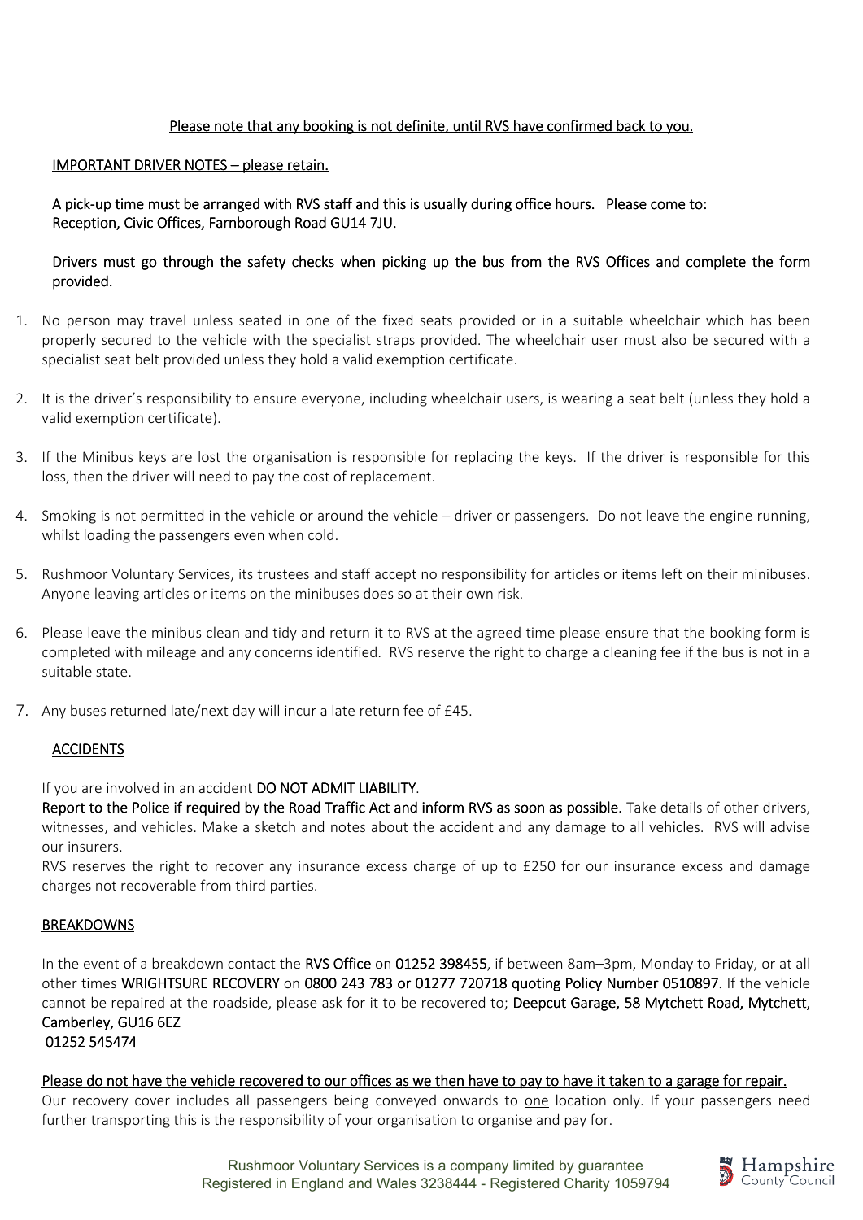<u>Please note that any booking is not definite, until RVS have confirmed back to you.</u>

<u>IMPORTANT DRIVER NOTES – please retain.</u>

A pick-up time must be arranged with RVS staff and this is usually during office hours. Please come to: Reception, Civic Offices, Farnborough Road GU14 7JU.

Drivers must go through the safety checks when picking up the bus from the RVS Offices and complete the form provided.

1. No person may travel unless seated in one of the fixed seats provided or in a suitable wheelchair which has been properly secured to the vehicle with the specialist straps provided. The wheelchair user must also be secured with a specialist seat belt provided unless they hold a valid exemption certificate.

2. It is the driver's responsibility to ensure everyone, including wheelchair users, is wearing a seat belt (unless they hold a valid exemption certificate).

3. If the Minibus keys are lost the organisation is responsible for replacing the keys. If the driver is responsible for this loss, then the driver will need to pay the cost of replacement.

4. Smoking is not permitted in the vehicle or around the vehicle – driver or passengers. Do not leave the engine running, whilst loading the passengers even when cold.

5. Rushmoor Voluntary Services, its trustees and staff accept no responsibility for articles or items left on their minibuses. Anyone leaving articles or items on the minibuses does so at their own risk.

6. Please leave the minibus clean and tidy and return it to RVS at the agreed time please ensure that the booking form is completed with mileage and any concerns identified. RVS reserve the right to charge a cleaning fee if the bus is not in a suitable state.

7. Any buses returned late/next day will incur a late return fee of £45.

## <u>ACCIDENTS</u>

If you are involved in an accident **DO NOT ADMIT LIABILITY**.

**Report to the Police if required by the Road Traffic Act and inform RVS as soon as possible.** Take details of other drivers, witnesses, and vehicles. Make a sketch and notes about the accident and any damage to all vehicles. RVS will advise our insurers.

RVS reserves the right to recover any insurance excess charge of up to £250 for our insurance excess and damage charges not recoverable from third parties.

## <u>BREAKDOWNS</u>

In the event of a breakdown contact the RVS Office on 01252 398455, if between 8am–3pm, Monday to Friday, or at all other times WRIGHTSURE RECOVERY on 0800 243 783 or 01277 720718 quoting Policy Number 0510897. If the vehicle cannot be repaired at the roadside, please ask for it to be recovered to; Deepcut Garage, 58 Mytchett Road, Mytchett, Camberley, GU16 6EZ
01252 545474

<u>Please do not have the vehicle recovered to our offices as we then have to pay to have it taken to a garage for repair.</u>
Our recovery cover includes all passengers being conveyed onwards to <u>one</u> location only. If your passengers need further transporting this is the responsibility of your organisation to organise and pay for.

Rushmoor Voluntary Services is a company limited by guarantee
Registered in England and Wales 3238444 - Registered Charity 1059794

Hampshire County Council